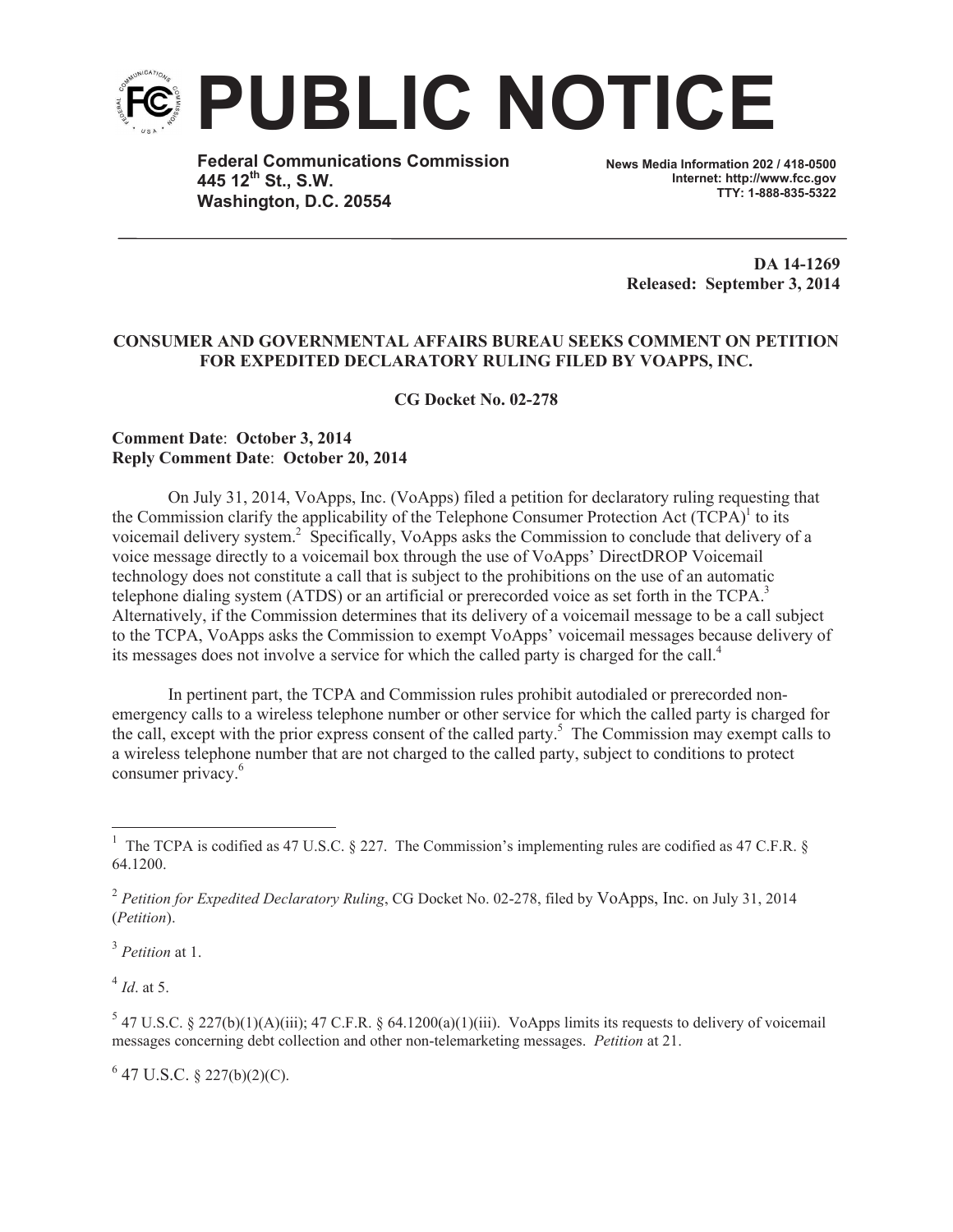# PUBLIC NOTICE

**Federal Communications Commission**
**445 12th St., S.W.**
**Washington, D.C. 20554**

**News Media Information 202 / 418-0500**
**Internet: http://www.fcc.gov**
**TTY: 1-888-835-5322**

**DA 14-1269**
**Released: September 3, 2014**

**CONSUMER AND GOVERNMENTAL AFFAIRS BUREAU SEEKS COMMENT ON PETITION FOR EXPEDITED DECLARATORY RULING FILED BY VOAPPS, INC.**

**CG Docket No. 02-278**

**Comment Date: October 3, 2014**
**Reply Comment Date: October 20, 2014**

On July 31, 2014, VoApps, Inc. (VoApps) filed a petition for declaratory ruling requesting that the Commission clarify the applicability of the Telephone Consumer Protection Act (TCPA)[1] to its voicemail delivery system.[2] Specifically, VoApps asks the Commission to conclude that delivery of a voice message directly to a voicemail box through the use of VoApps' DirectDROP Voicemail technology does not constitute a call that is subject to the prohibitions on the use of an automatic telephone dialing system (ATDS) or an artificial or prerecorded voice as set forth in the TCPA.[3] Alternatively, if the Commission determines that its delivery of a voicemail message to be a call subject to the TCPA, VoApps asks the Commission to exempt VoApps' voicemail messages because delivery of its messages does not involve a service for which the called party is charged for the call.[4]

In pertinent part, the TCPA and Commission rules prohibit autodialed or prerecorded non-emergency calls to a wireless telephone number or other service for which the called party is charged for the call, except with the prior express consent of the called party.[5] The Commission may exempt calls to a wireless telephone number that are not charged to the called party, subject to conditions to protect consumer privacy.[6]

---

[1] The TCPA is codified as 47 U.S.C. § 227. The Commission's implementing rules are codified as 47 C.F.R. § 64.1200.

[2] *Petition for Expedited Declaratory Ruling*, CG Docket No. 02-278, filed by VoApps, Inc. on July 31, 2014 (*Petition*).

[3] *Petition* at 1.

[4] *Id*. at 5.

[5] 47 U.S.C. § 227(b)(1)(A)(iii); 47 C.F.R. § 64.1200(a)(1)(iii). VoApps limits its requests to delivery of voicemail messages concerning debt collection and other non-telemarketing messages. *Petition* at 21.

[6] 47 U.S.C. § 227(b)(2)(C).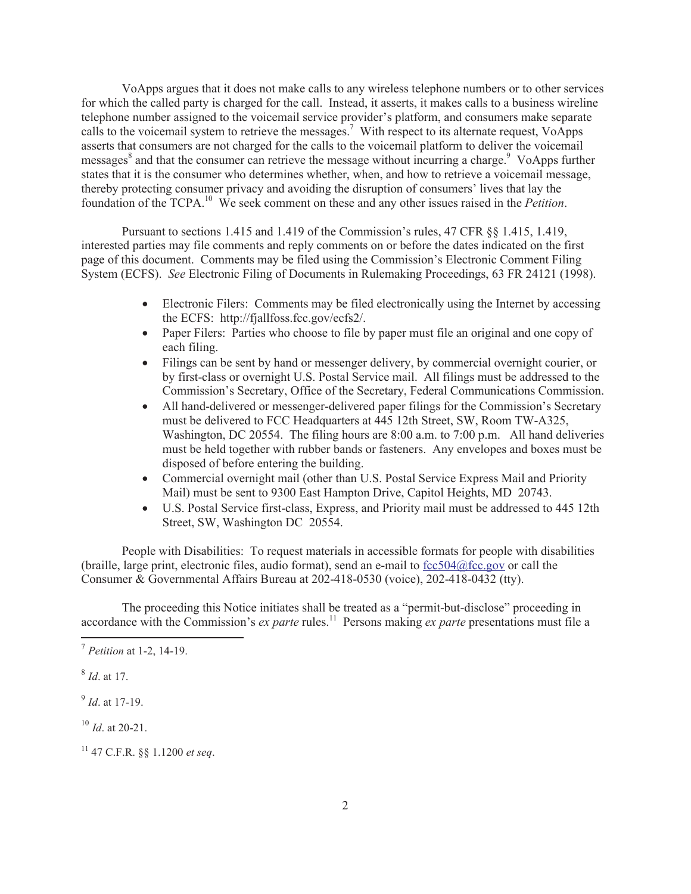VoApps argues that it does not make calls to any wireless telephone numbers or to other services for which the called party is charged for the call. Instead, it asserts, it makes calls to a business wireline telephone number assigned to the voicemail service provider's platform, and consumers make separate calls to the voicemail system to retrieve the messages.[7] With respect to its alternate request, VoApps asserts that consumers are not charged for the calls to the voicemail platform to deliver the voicemail messages[8] and that the consumer can retrieve the message without incurring a charge.[9] VoApps further states that it is the consumer who determines whether, when, and how to retrieve a voicemail message, thereby protecting consumer privacy and avoiding the disruption of consumers' lives that lay the foundation of the TCPA.[10] We seek comment on these and any other issues raised in the *Petition*.

Pursuant to sections 1.415 and 1.419 of the Commission's rules, 47 CFR §§ 1.415, 1.419, interested parties may file comments and reply comments on or before the dates indicated on the first page of this document. Comments may be filed using the Commission's Electronic Comment Filing System (ECFS). *See* Electronic Filing of Documents in Rulemaking Proceedings, 63 FR 24121 (1998).

- Electronic Filers: Comments may be filed electronically using the Internet by accessing the ECFS: http://fjallfoss.fcc.gov/ecfs2/.
- Paper Filers: Parties who choose to file by paper must file an original and one copy of each filing.
- Filings can be sent by hand or messenger delivery, by commercial overnight courier, or by first-class or overnight U.S. Postal Service mail. All filings must be addressed to the Commission's Secretary, Office of the Secretary, Federal Communications Commission.
- All hand-delivered or messenger-delivered paper filings for the Commission's Secretary must be delivered to FCC Headquarters at 445 12th Street, SW, Room TW-A325, Washington, DC 20554. The filing hours are 8:00 a.m. to 7:00 p.m. All hand deliveries must be held together with rubber bands or fasteners. Any envelopes and boxes must be disposed of before entering the building.
- Commercial overnight mail (other than U.S. Postal Service Express Mail and Priority Mail) must be sent to 9300 East Hampton Drive, Capitol Heights, MD 20743.
- U.S. Postal Service first-class, Express, and Priority mail must be addressed to 445 12th Street, SW, Washington DC 20554.

People with Disabilities: To request materials in accessible formats for people with disabilities (braille, large print, electronic files, audio format), send an e-mail to fcc504@fcc.gov or call the Consumer & Governmental Affairs Bureau at 202-418-0530 (voice), 202-418-0432 (tty).

The proceeding this Notice initiates shall be treated as a "permit-but-disclose" proceeding in accordance with the Commission's *ex parte* rules.[11] Persons making *ex parte* presentations must file a

---

[7] *Petition* at 1-2, 14-19.

[8] *Id*. at 17.

[9] *Id*. at 17-19.

[10] *Id*. at 20-21.

[11] 47 C.F.R. §§ 1.1200 *et seq*.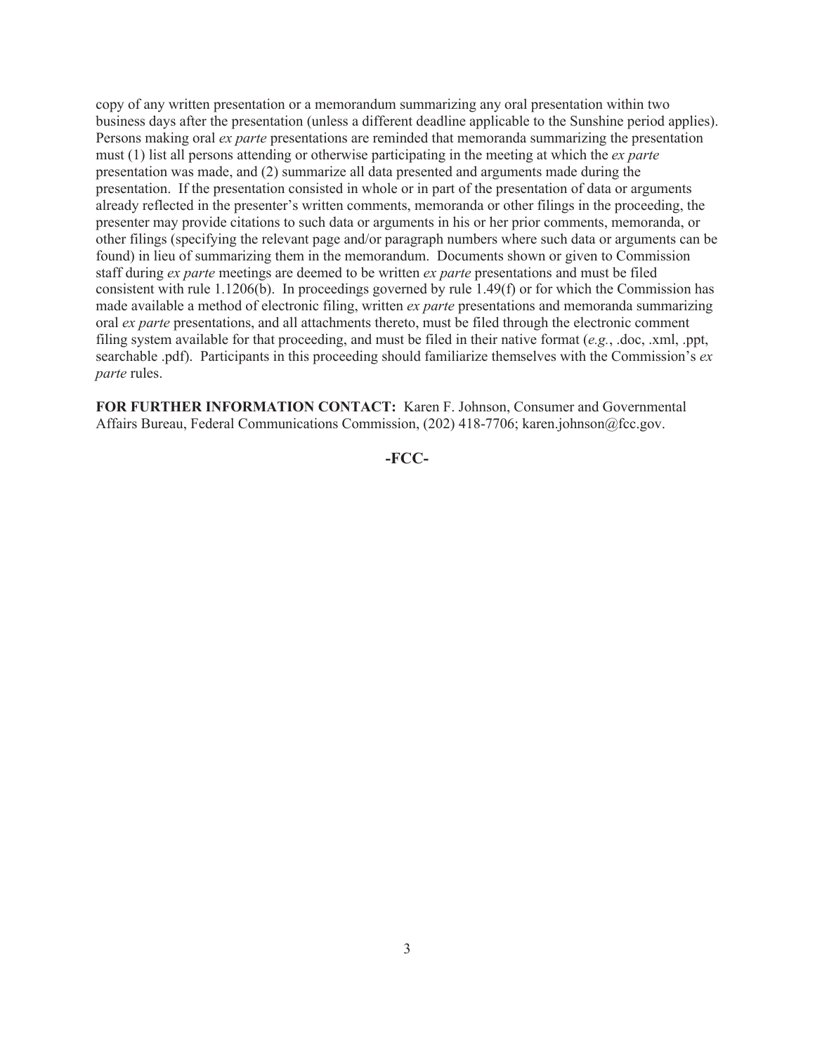copy of any written presentation or a memorandum summarizing any oral presentation within two business days after the presentation (unless a different deadline applicable to the Sunshine period applies). Persons making oral *ex parte* presentations are reminded that memoranda summarizing the presentation must (1) list all persons attending or otherwise participating in the meeting at which the *ex parte* presentation was made, and (2) summarize all data presented and arguments made during the presentation. If the presentation consisted in whole or in part of the presentation of data or arguments already reflected in the presenter's written comments, memoranda or other filings in the proceeding, the presenter may provide citations to such data or arguments in his or her prior comments, memoranda, or other filings (specifying the relevant page and/or paragraph numbers where such data or arguments can be found) in lieu of summarizing them in the memorandum. Documents shown or given to Commission staff during *ex parte* meetings are deemed to be written *ex parte* presentations and must be filed consistent with rule 1.1206(b). In proceedings governed by rule 1.49(f) or for which the Commission has made available a method of electronic filing, written *ex parte* presentations and memoranda summarizing oral *ex parte* presentations, and all attachments thereto, must be filed through the electronic comment filing system available for that proceeding, and must be filed in their native format (*e.g.*, .doc, .xml, .ppt, searchable .pdf). Participants in this proceeding should familiarize themselves with the Commission's *ex parte* rules.

**FOR FURTHER INFORMATION CONTACT:** Karen F. Johnson, Consumer and Governmental Affairs Bureau, Federal Communications Commission, (202) 418-7706; karen.johnson@fcc.gov.

**-FCC-**